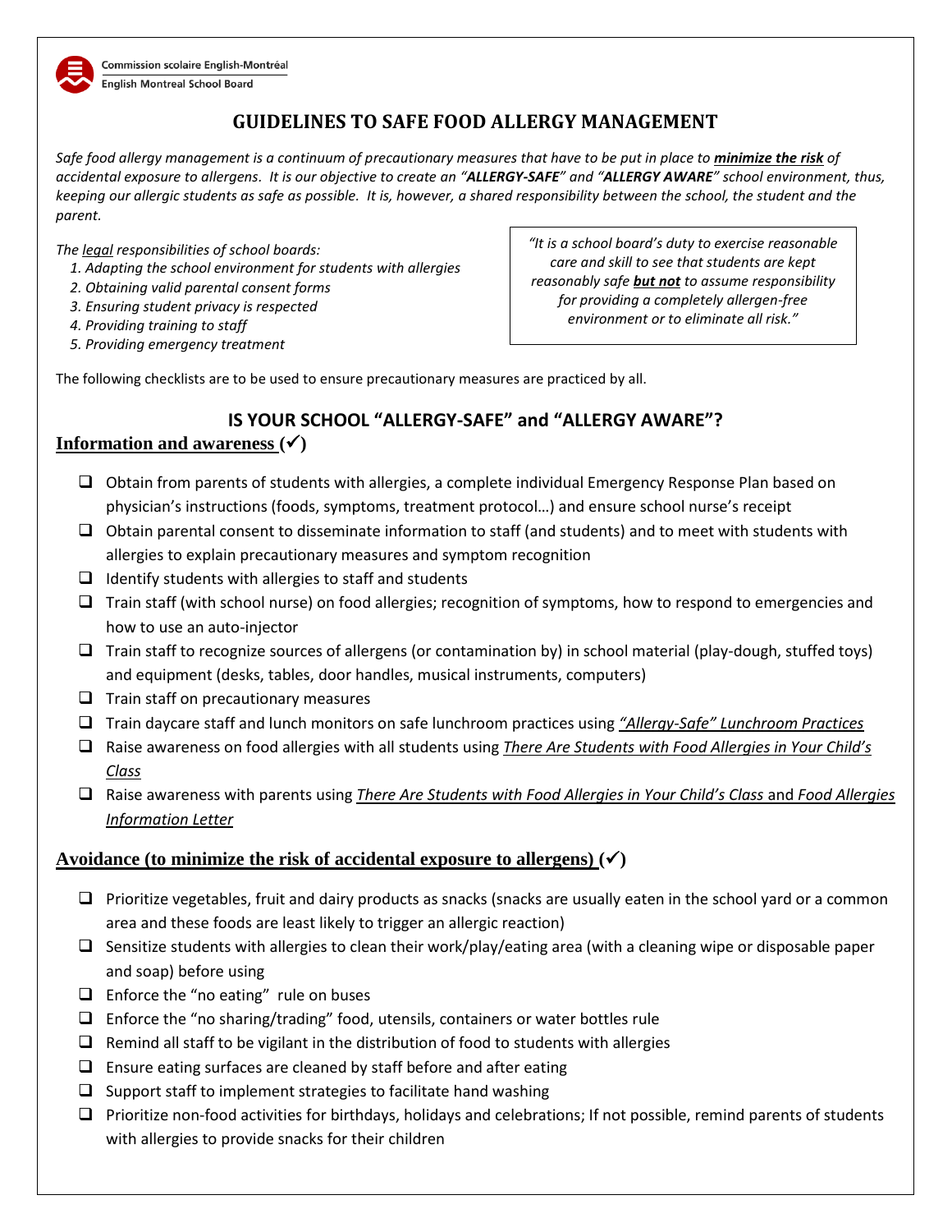Commission scolaire English-Montréal
English Montreal School Board

# GUIDELINES TO SAFE FOOD ALLERGY MANAGEMENT

*Safe food allergy management is a continuum of precautionary measures that have to be put in place to **minimize the risk** of accidental exposure to allergens. It is our objective to create an "**ALLERGY-SAFE**" and "**ALLERGY AWARE**" school environment, thus, keeping our allergic students as safe as possible. It is, however, a shared responsibility between the school, the student and the parent.*

*The legal responsibilities of school boards:*

1. *Adapting the school environment for students with allergies*
2. *Obtaining valid parental consent forms*
3. *Ensuring student privacy is respected*
4. *Providing training to staff*
5. *Providing emergency treatment*

> *"It is a school board's duty to exercise reasonable care and skill to see that students are kept reasonably safe **but not** to assume responsibility for providing a completely allergen-free environment or to eliminate all risk."*

The following checklists are to be used to ensure precautionary measures are practiced by all.

## IS YOUR SCHOOL "ALLERGY-SAFE" and "ALLERGY AWARE"?

### Information and awareness (✓)

- ❑ Obtain from parents of students with allergies, a complete individual Emergency Response Plan based on physician's instructions (foods, symptoms, treatment protocol…) and ensure school nurse's receipt
- ❑ Obtain parental consent to disseminate information to staff (and students) and to meet with students with allergies to explain precautionary measures and symptom recognition
- ❑ Identify students with allergies to staff and students
- ❑ Train staff (with school nurse) on food allergies; recognition of symptoms, how to respond to emergencies and how to use an auto-injector
- ❑ Train staff to recognize sources of allergens (or contamination by) in school material (play-dough, stuffed toys) and equipment (desks, tables, door handles, musical instruments, computers)
- ❑ Train staff on precautionary measures
- ❑ Train daycare staff and lunch monitors on safe lunchroom practices using *"Allergy-Safe" Lunchroom Practices*
- ❑ Raise awareness on food allergies with all students using *There Are Students with Food Allergies in Your Child's Class*
- ❑ Raise awareness with parents using *There Are Students with Food Allergies in Your Child's Class* and *Food Allergies Information Letter*

### Avoidance (to minimize the risk of accidental exposure to allergens) (✓)

- ❑ Prioritize vegetables, fruit and dairy products as snacks (snacks are usually eaten in the school yard or a common area and these foods are least likely to trigger an allergic reaction)
- ❑ Sensitize students with allergies to clean their work/play/eating area (with a cleaning wipe or disposable paper and soap) before using
- ❑ Enforce the "no eating" rule on buses
- ❑ Enforce the "no sharing/trading" food, utensils, containers or water bottles rule
- ❑ Remind all staff to be vigilant in the distribution of food to students with allergies
- ❑ Ensure eating surfaces are cleaned by staff before and after eating
- ❑ Support staff to implement strategies to facilitate hand washing
- ❑ Prioritize non-food activities for birthdays, holidays and celebrations; If not possible, remind parents of students with allergies to provide snacks for their children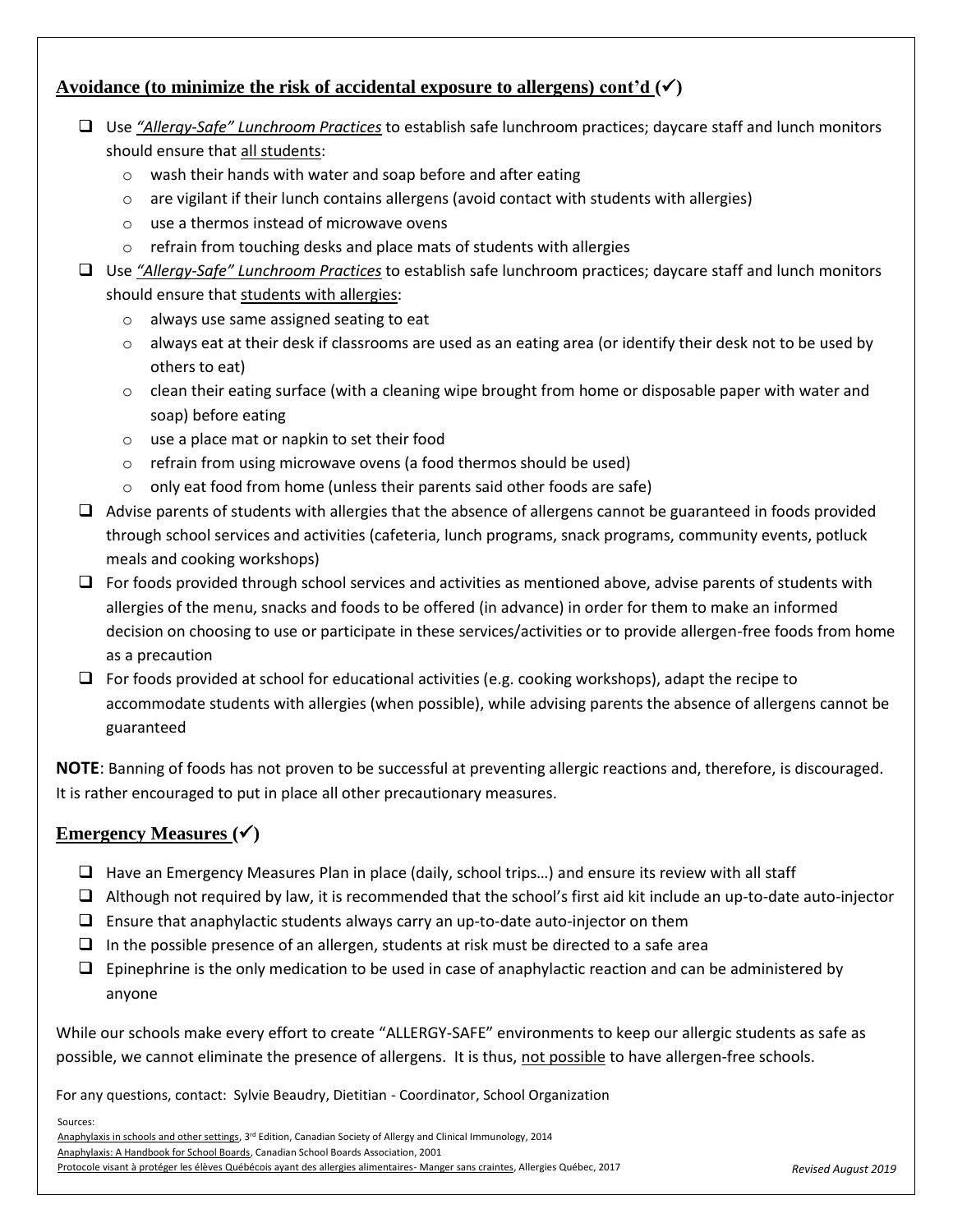## <u>Avoidance (to minimize the risk of accidental exposure to allergens) cont'd</u> (✓)

- ❑ Use *<u>"Allergy-Safe" Lunchroom Practices</u>* to establish safe lunchroom practices; daycare staff and lunch monitors should ensure that <u>all students</u>:
  - wash their hands with water and soap before and after eating
  - are vigilant if their lunch contains allergens (avoid contact with students with allergies)
  - use a thermos instead of microwave ovens
  - refrain from touching desks and place mats of students with allergies
- ❑ Use *<u>"Allergy-Safe" Lunchroom Practices</u>* to establish safe lunchroom practices; daycare staff and lunch monitors should ensure that <u>students with allergies</u>:
  - always use same assigned seating to eat
  - always eat at their desk if classrooms are used as an eating area (or identify their desk not to be used by others to eat)
  - clean their eating surface (with a cleaning wipe brought from home or disposable paper with water and soap) before eating
  - use a place mat or napkin to set their food
  - refrain from using microwave ovens (a food thermos should be used)
  - only eat food from home (unless their parents said other foods are safe)
- ❑ Advise parents of students with allergies that the absence of allergens cannot be guaranteed in foods provided through school services and activities (cafeteria, lunch programs, snack programs, community events, potluck meals and cooking workshops)
- ❑ For foods provided through school services and activities as mentioned above, advise parents of students with allergies of the menu, snacks and foods to be offered (in advance) in order for them to make an informed decision on choosing to use or participate in these services/activities or to provide allergen-free foods from home as a precaution
- ❑ For foods provided at school for educational activities (e.g. cooking workshops), adapt the recipe to accommodate students with allergies (when possible), while advising parents the absence of allergens cannot be guaranteed

**NOTE**: Banning of foods has not proven to be successful at preventing allergic reactions and, therefore, is discouraged. It is rather encouraged to put in place all other precautionary measures.

## <u>Emergency Measures</u> (✓)

- ❑ Have an Emergency Measures Plan in place (daily, school trips…) and ensure its review with all staff
- ❑ Although not required by law, it is recommended that the school's first aid kit include an up-to-date auto-injector
- ❑ Ensure that anaphylactic students always carry an up-to-date auto-injector on them
- ❑ In the possible presence of an allergen, students at risk must be directed to a safe area
- ❑ Epinephrine is the only medication to be used in case of anaphylactic reaction and can be administered by anyone

While our schools make every effort to create "ALLERGY-SAFE" environments to keep our allergic students as safe as possible, we cannot eliminate the presence of allergens. It is thus, <u>not possible</u> to have allergen-free schools.

For any questions, contact: Sylvie Beaudry, Dietitian - Coordinator, School Organization

Sources:
<u>Anaphylaxis in schools and other settings</u>, 3rd Edition, Canadian Society of Allergy and Clinical Immunology, 2014
<u>Anaphylaxis: A Handbook for School Boards</u>, Canadian School Boards Association, 2001
<u>Protocole visant à protéger les élèves Québécois ayant des allergies alimentaires- Manger sans craintes</u>, Allergies Québec, 2017

*Revised August 2019*